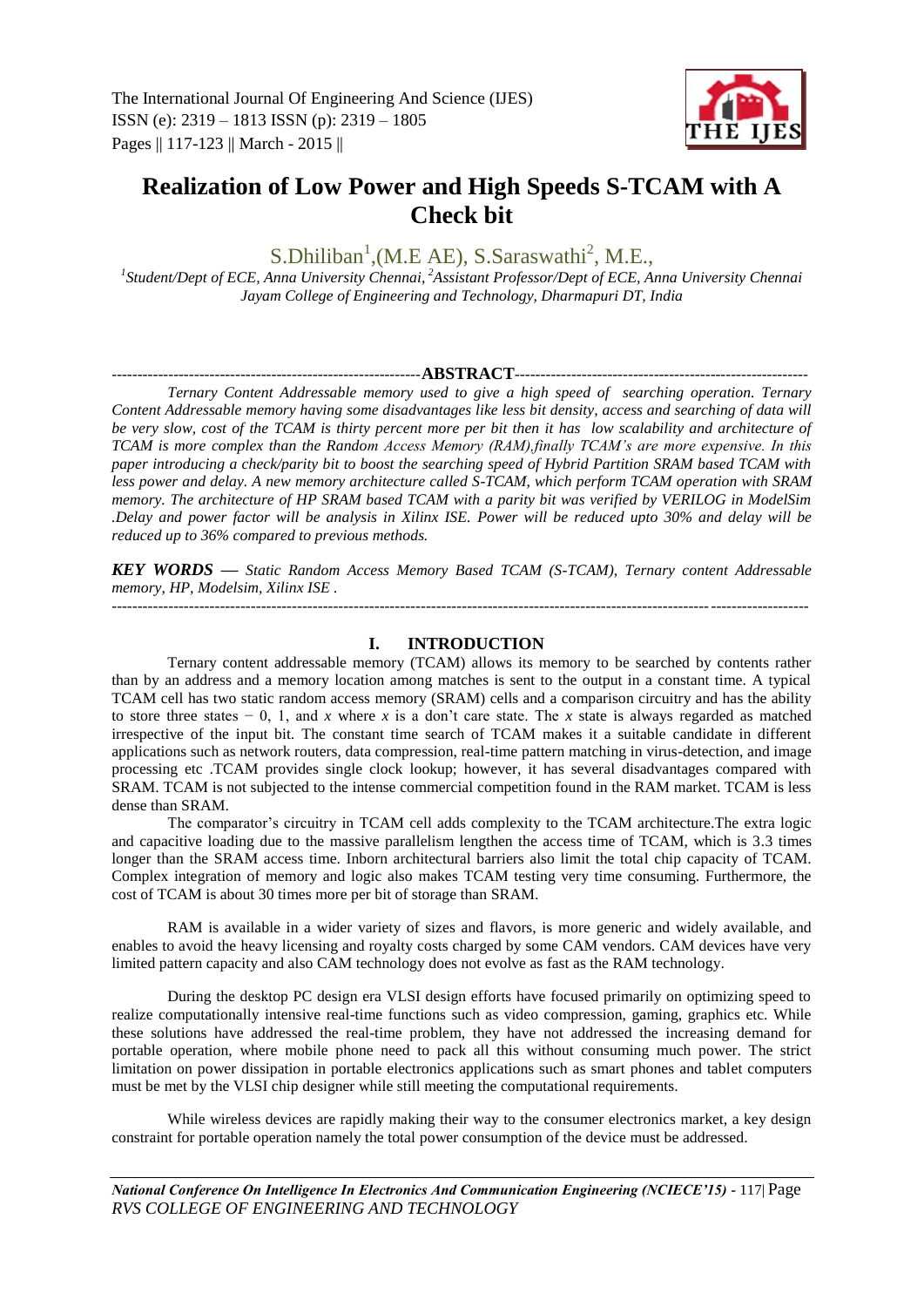# Realization of Low Power and High Speeds S-TCAM with A Check bit

S.Dhiliban[1],(M.E AE), S.Saraswathi[2], M.E.,

[1]*Student/Dept of ECE, Anna University Chennai,* [2]*Assistant Professor/Dept of ECE, Anna University Chennai Jayam College of Engineering and Technology, Dharmapuri DT, India*

## ABSTRACT

*Ternary Content Addressable memory used to give a high speed of searching operation. Ternary Content Addressable memory having some disadvantages like less bit density, access and searching of data will be very slow, cost of the TCAM is thirty percent more per bit then it has low scalability and architecture of TCAM is more complex than the Random Access Memory (RAM),finally TCAM's are more expensive. In this paper introducing a check/parity bit to boost the searching speed of Hybrid Partition SRAM based TCAM with less power and delay. A new memory architecture called S-TCAM, which perform TCAM operation with SRAM memory. The architecture of HP SRAM based TCAM with a parity bit was verified by VERILOG in ModelSim .Delay and power factor will be analysis in Xilinx ISE. Power will be reduced upto 30% and delay will be reduced up to 36% compared to previous methods.*

***KEY WORDS —*** *Static Random Access Memory Based TCAM (S-TCAM), Ternary content Addressable memory, HP, Modelsim, Xilinx ISE .*

## I. INTRODUCTION

Ternary content addressable memory (TCAM) allows its memory to be searched by contents rather than by an address and a memory location among matches is sent to the output in a constant time. A typical TCAM cell has two static random access memory (SRAM) cells and a comparison circuitry and has the ability to store three states − 0, 1, and *x* where *x* is a don't care state. The *x* state is always regarded as matched irrespective of the input bit. The constant time search of TCAM makes it a suitable candidate in different applications such as network routers, data compression, real-time pattern matching in virus-detection, and image processing etc .TCAM provides single clock lookup; however, it has several disadvantages compared with SRAM. TCAM is not subjected to the intense commercial competition found in the RAM market. TCAM is less dense than SRAM.

The comparator's circuitry in TCAM cell adds complexity to the TCAM architecture.The extra logic and capacitive loading due to the massive parallelism lengthen the access time of TCAM, which is 3.3 times longer than the SRAM access time. Inborn architectural barriers also limit the total chip capacity of TCAM. Complex integration of memory and logic also makes TCAM testing very time consuming. Furthermore, the cost of TCAM is about 30 times more per bit of storage than SRAM.

RAM is available in a wider variety of sizes and flavors, is more generic and widely available, and enables to avoid the heavy licensing and royalty costs charged by some CAM vendors. CAM devices have very limited pattern capacity and also CAM technology does not evolve as fast as the RAM technology.

During the desktop PC design era VLSI design efforts have focused primarily on optimizing speed to realize computationally intensive real-time functions such as video compression, gaming, graphics etc. While these solutions have addressed the real-time problem, they have not addressed the increasing demand for portable operation, where mobile phone need to pack all this without consuming much power. The strict limitation on power dissipation in portable electronics applications such as smart phones and tablet computers must be met by the VLSI chip designer while still meeting the computational requirements.

While wireless devices are rapidly making their way to the consumer electronics market, a key design constraint for portable operation namely the total power consumption of the device must be addressed.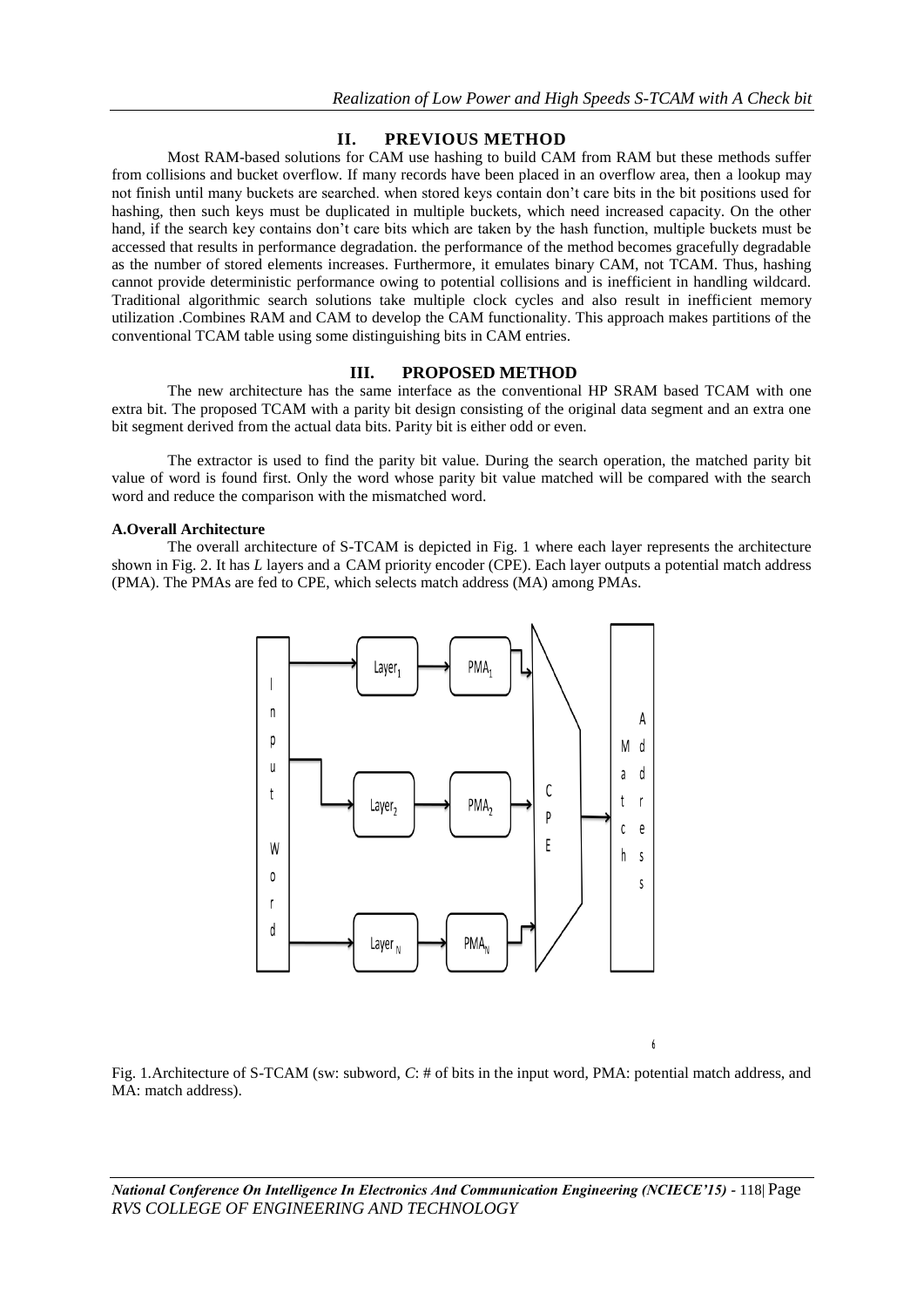## II. PREVIOUS METHOD

Most RAM-based solutions for CAM use hashing to build CAM from RAM but these methods suffer from collisions and bucket overflow. If many records have been placed in an overflow area, then a lookup may not finish until many buckets are searched. when stored keys contain don't care bits in the bit positions used for hashing, then such keys must be duplicated in multiple buckets, which need increased capacity. On the other hand, if the search key contains don't care bits which are taken by the hash function, multiple buckets must be accessed that results in performance degradation. the performance of the method becomes gracefully degradable as the number of stored elements increases. Furthermore, it emulates binary CAM, not TCAM. Thus, hashing cannot provide deterministic performance owing to potential collisions and is inefficient in handling wildcard. Traditional algorithmic search solutions take multiple clock cycles and also result in inefficient memory utilization .Combines RAM and CAM to develop the CAM functionality. This approach makes partitions of the conventional TCAM table using some distinguishing bits in CAM entries.

## III. PROPOSED METHOD

The new architecture has the same interface as the conventional HP SRAM based TCAM with one extra bit. The proposed TCAM with a parity bit design consisting of the original data segment and an extra one bit segment derived from the actual data bits. Parity bit is either odd or even.

The extractor is used to find the parity bit value. During the search operation, the matched parity bit value of word is found first. Only the word whose parity bit value matched will be compared with the search word and reduce the comparison with the mismatched word.

### A.Overall Architecture

The overall architecture of S-TCAM is depicted in Fig. 1 where each layer represents the architecture shown in Fig. 2. It has *L* layers and a CAM priority encoder (CPE). Each layer outputs a potential match address (PMA). The PMAs are fed to CPE, which selects match address (MA) among PMAs.

Fig. 1.Architecture of S-TCAM (sw: subword, *C*: # of bits in the input word, PMA: potential match address, and MA: match address).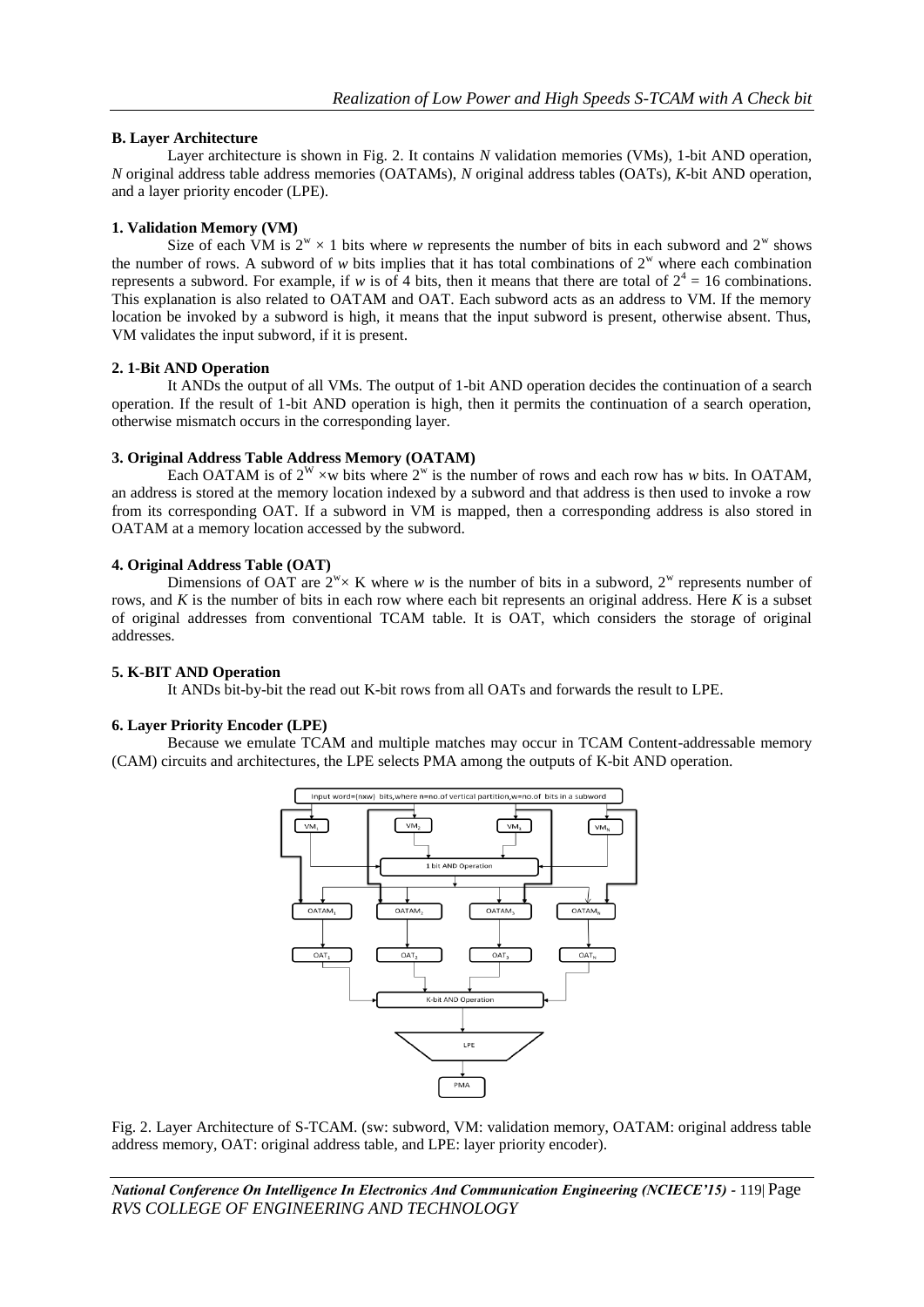### B. Layer Architecture

Layer architecture is shown in Fig. 2. It contains *N* validation memories (VMs), 1-bit AND operation, *N* original address table address memories (OATAMs), *N* original address tables (OATs), *K*-bit AND operation, and a layer priority encoder (LPE).

#### 1. Validation Memory (VM)

Size of each VM is $2^w \times 1$ bits where *w* represents the number of bits in each subword and $2^w$ shows the number of rows. A subword of *w* bits implies that it has total combinations of $2^w$ where each combination represents a subword. For example, if *w* is of 4 bits, then it means that there are total of $2^4 = 16$ combinations. This explanation is also related to OATAM and OAT. Each subword acts as an address to VM. If the memory location be invoked by a subword is high, it means that the input subword is present, otherwise absent. Thus, VM validates the input subword, if it is present.

#### 2. 1-Bit AND Operation

It ANDs the output of all VMs. The output of 1-bit AND operation decides the continuation of a search operation. If the result of 1-bit AND operation is high, then it permits the continuation of a search operation, otherwise mismatch occurs in the corresponding layer.

#### 3. Original Address Table Address Memory (OATAM)

Each OATAM is of $2^W \times w$ bits where $2^w$ is the number of rows and each row has *w* bits. In OATAM, an address is stored at the memory location indexed by a subword and that address is then used to invoke a row from its corresponding OAT. If a subword in VM is mapped, then a corresponding address is also stored in OATAM at a memory location accessed by the subword.

#### 4. Original Address Table (OAT)

Dimensions of OAT are $2^w \times K$ where *w* is the number of bits in a subword, $2^w$ represents number of rows, and *K* is the number of bits in each row where each bit represents an original address. Here *K* is a subset of original addresses from conventional TCAM table. It is OAT, which considers the storage of original addresses.

#### 5. K-BIT AND Operation

It ANDs bit-by-bit the read out K-bit rows from all OATs and forwards the result to LPE.

#### 6. Layer Priority Encoder (LPE)

Because we emulate TCAM and multiple matches may occur in TCAM Content-addressable memory (CAM) circuits and architectures, the LPE selects PMA among the outputs of K-bit AND operation.

Fig. 2. Layer Architecture of S-TCAM. (sw: subword, VM: validation memory, OATAM: original address table address memory, OAT: original address table, and LPE: layer priority encoder).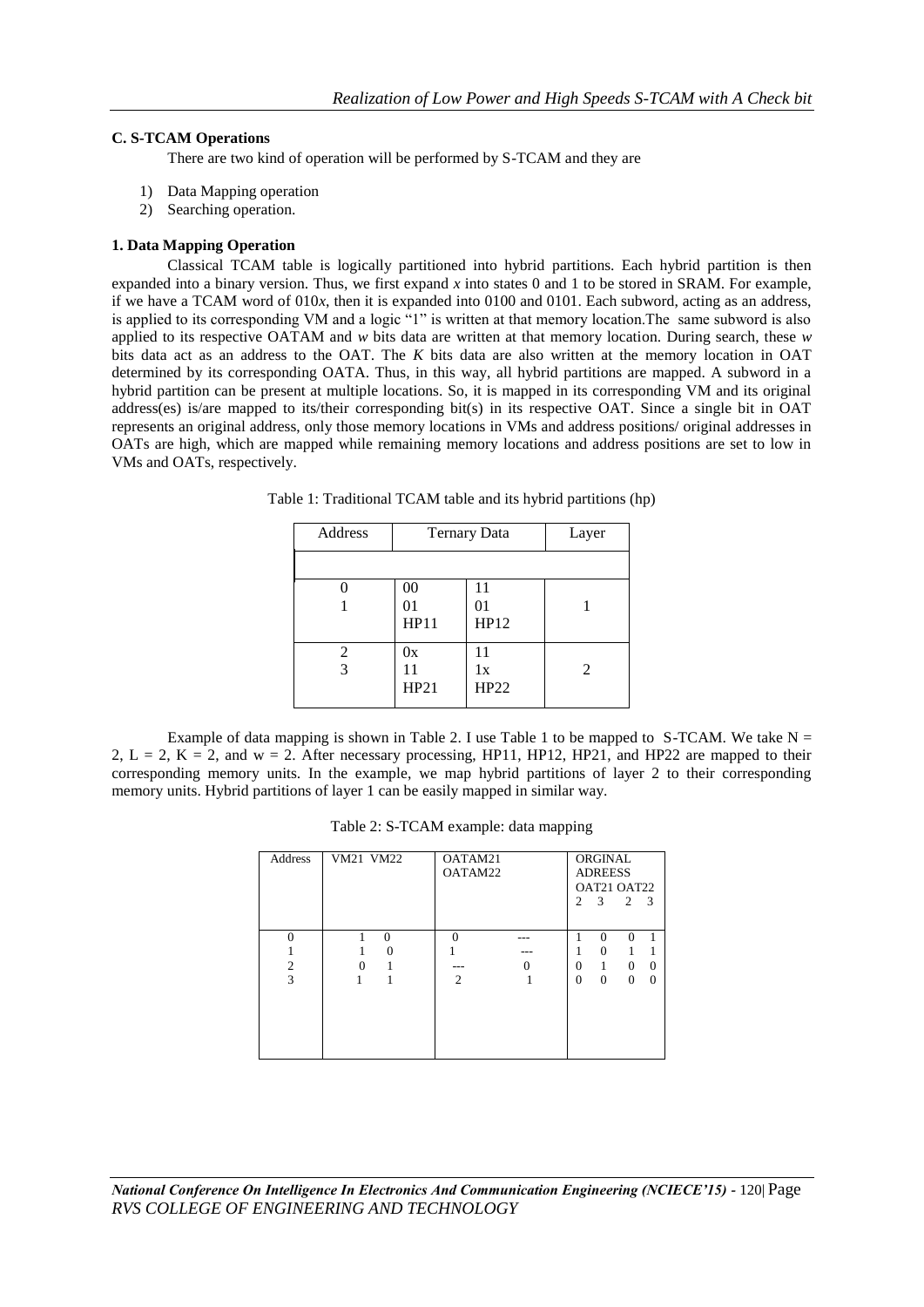### C. S-TCAM Operations

There are two kind of operation will be performed by S-TCAM and they are

1) Data Mapping operation
2) Searching operation.

#### 1. Data Mapping Operation

Classical TCAM table is logically partitioned into hybrid partitions. Each hybrid partition is then expanded into a binary version. Thus, we first expand *x* into states 0 and 1 to be stored in SRAM. For example, if we have a TCAM word of 010*x*, then it is expanded into 0100 and 0101. Each subword, acting as an address, is applied to its corresponding VM and a logic "1" is written at that memory location.The same subword is also applied to its respective OATAM and *w* bits data are written at that memory location. During search, these *w* bits data act as an address to the OAT. The *K* bits data are also written at the memory location in OAT determined by its corresponding OATA. Thus, in this way, all hybrid partitions are mapped. A subword in a hybrid partition can be present at multiple locations. So, it is mapped in its corresponding VM and its original address(es) is/are mapped to its/their corresponding bit(s) in its respective OAT. Since a single bit in OAT represents an original address, only those memory locations in VMs and address positions/ original addresses in OATs are high, which are mapped while remaining memory locations and address positions are set to low in VMs and OATs, respectively.

Table 1: Traditional TCAM table and its hybrid partitions (hp)

| Address | Ternary Data | | Layer |
|---|---|---|---|
| 0<br>1 | 00<br>01<br>HP11 | 11<br>01<br>HP12 | 1 |
| 2<br>3 | 0x<br>11<br>HP21 | 11<br>1x<br>HP22 | 2 |

Example of data mapping is shown in Table 2. I use Table 1 to be mapped to S-TCAM. We take N = 2, L = 2, K = 2, and w = 2. After necessary processing, HP11, HP12, HP21, and HP22 are mapped to their corresponding memory units. In the example, we map hybrid partitions of layer 2 to their corresponding memory units. Hybrid partitions of layer 1 can be easily mapped in similar way.

Table 2: S-TCAM example: data mapping

| Address | VM21 | VM22 | OATAM21 | OATAM22 | ORGINAL ADREESS OAT21 2 | OAT21 3 | OAT22 2 | OAT22 3 |
|---|---|---|---|---|---|---|---|---|
| 0 | 1 | 0 | 0 | --- | 1 | 0 | 0 | 1 |
| 1 | 1 | 0 | 1 | --- | 1 | 0 | 1 | 1 |
| 2 | 0 | 1 | --- | 0 | 0 | 1 | 0 | 0 |
| 3 | 1 | 1 | 2 | 1 | 0 | 0 | 0 | 0 |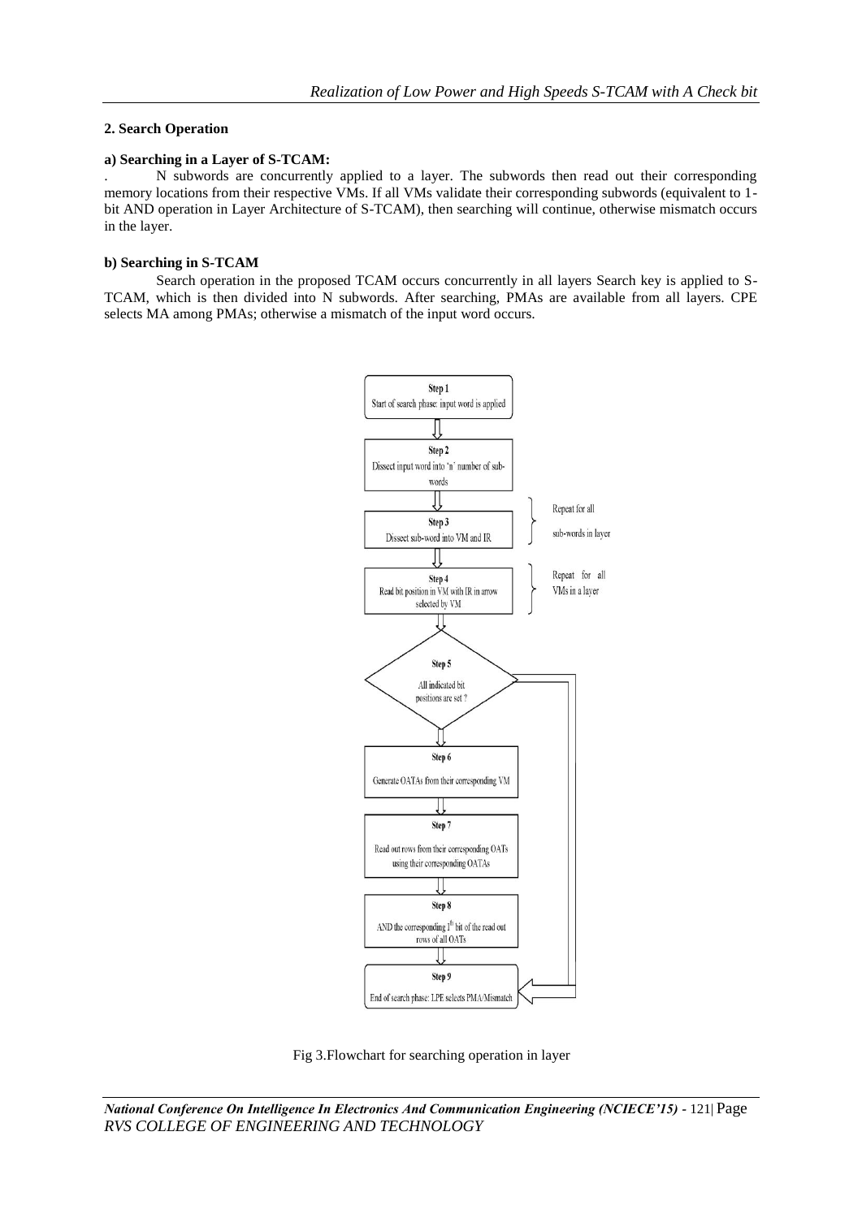### 2. Search Operation

#### a) Searching in a Layer of S-TCAM:

. N subwords are concurrently applied to a layer. The subwords then read out their corresponding memory locations from their respective VMs. If all VMs validate their corresponding subwords (equivalent to 1-bit AND operation in Layer Architecture of S-TCAM), then searching will continue, otherwise mismatch occurs in the layer.

#### b) Searching in S-TCAM

Search operation in the proposed TCAM occurs concurrently in all layers Search key is applied to S-TCAM, which is then divided into N subwords. After searching, PMAs are available from all layers. CPE selects MA among PMAs; otherwise a mismatch of the input word occurs.

Step 1
Start of search phase: input word is applied

Step 2
Dissect input word into 'n' number of sub-words

Step 3
Dissect sub-word into VM and IR

Repeat for all sub-words in layer

Step 4
Read bit position in VM with IR in array selected by VM

Repeat for all VMs in a layer

Step 5
All indicated bit positions are set ?

Step 6
Generate OATAs from their corresponding VM

Step 7
Read out rows from their corresponding OATs using their corresponding OATAs

Step 8
AND the corresponding I[th] bit of the read out rows of all OATs

Step 9
End of search phase: LPE selects PMA/Mismatch

Fig 3.Flowchart for searching operation in layer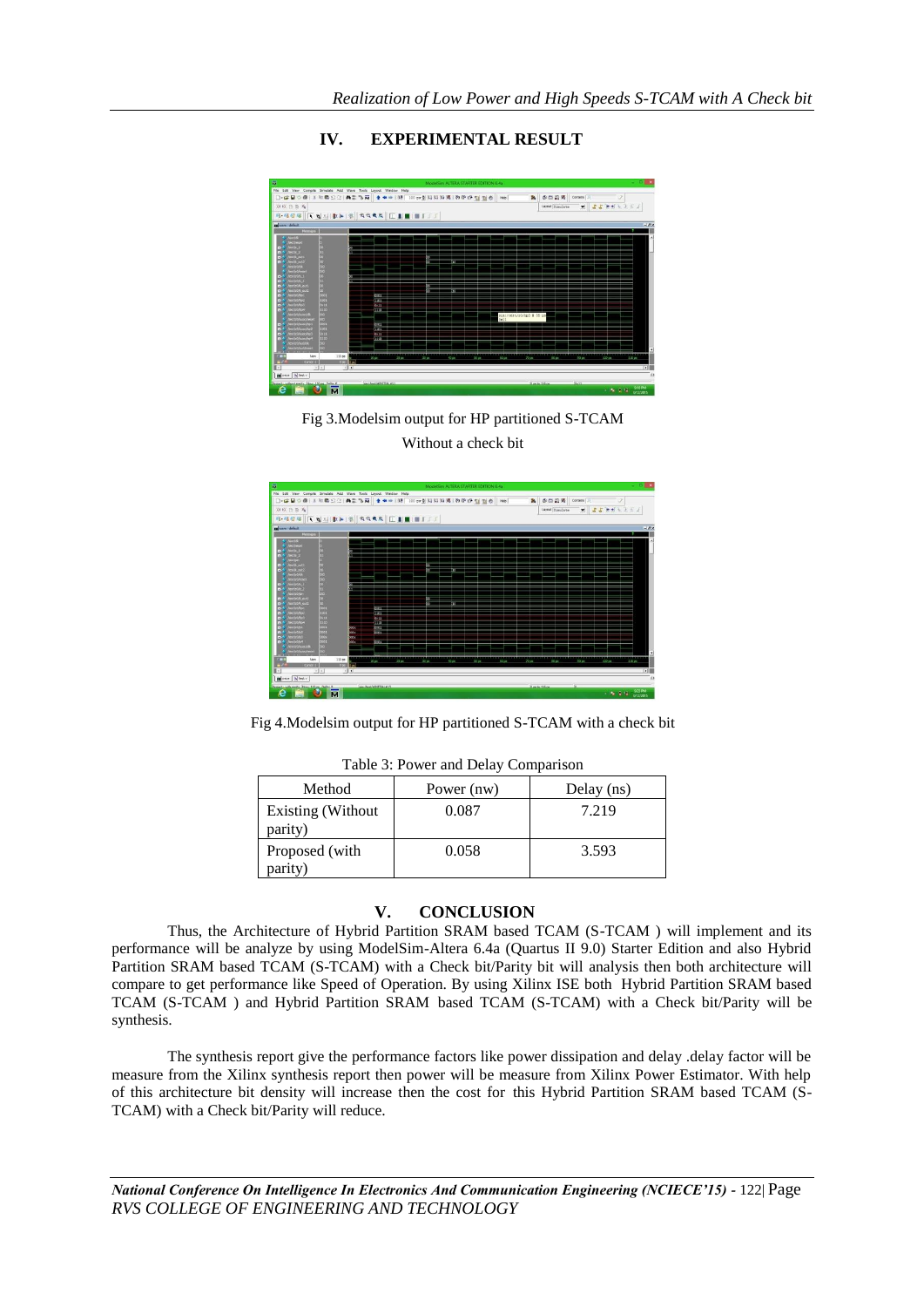## IV. EXPERIMENTAL RESULT

Fig 3.Modelsim output for HP partitioned S-TCAM Without a check bit

Fig 4.Modelsim output for HP partitioned S-TCAM with a check bit

Table 3: Power and Delay Comparison

| Method | Power (nw) | Delay (ns) |
|---|---|---|
| Existing (Without parity) | 0.087 | 7.219 |
| Proposed (with parity) | 0.058 | 3.593 |

## V. CONCLUSION

Thus, the Architecture of Hybrid Partition SRAM based TCAM (S-TCAM ) will implement and its performance will be analyze by using ModelSim-Altera 6.4a (Quartus II 9.0) Starter Edition and also Hybrid Partition SRAM based TCAM (S-TCAM) with a Check bit/Parity bit will analysis then both architecture will compare to get performance like Speed of Operation. By using Xilinx ISE both Hybrid Partition SRAM based TCAM (S-TCAM ) and Hybrid Partition SRAM based TCAM (S-TCAM) with a Check bit/Parity will be synthesis.

The synthesis report give the performance factors like power dissipation and delay .delay factor will be measure from the Xilinx synthesis report then power will be measure from Xilinx Power Estimator. With help of this architecture bit density will increase then the cost for this Hybrid Partition SRAM based TCAM (S-TCAM) with a Check bit/Parity will reduce.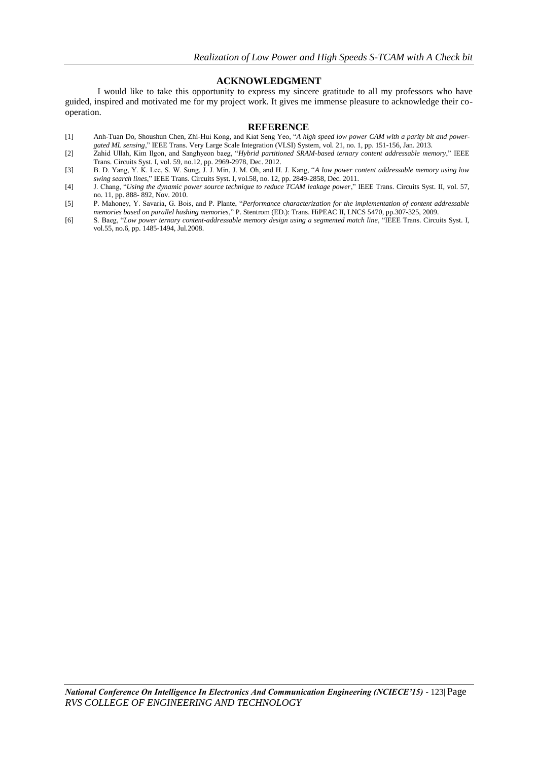## ACKNOWLEDGMENT

I would like to take this opportunity to express my sincere gratitude to all my professors who have guided, inspired and motivated me for my project work. It gives me immense pleasure to acknowledge their co-operation.

## REFERENCE

[1] Anh-Tuan Do, Shoushun Chen, Zhi-Hui Kong, and Kiat Seng Yeo, "*A high speed low power CAM with a parity bit and power-gated ML sensing*," IEEE Trans. Very Large Scale Integration (VLSI) System, vol. 21, no. 1, pp. 151-156, Jan. 2013.

[2] Zahid Ullah, Kim Ilgon, and Sanghyeon baeg, "*Hybrid partitioned SRAM-based ternary content addressable memory*," IEEE Trans. Circuits Syst. I, vol. 59, no.12, pp. 2969-2978, Dec. 2012.

[3] B. D. Yang, Y. K. Lee, S. W. Sung, J. J. Min, J. M. Oh, and H. J. Kang, "*A low power content addressable memory using low swing search lines*," IEEE Trans. Circuits Syst. I, vol.58, no. 12, pp. 2849-2858, Dec. 2011.

[4] J. Chang, "*Using the dynamic power source technique to reduce TCAM leakage power*," IEEE Trans. Circuits Syst. II, vol. 57, no. 11, pp. 888- 892, Nov. 2010.

[5] P. Mahoney, Y. Savaria, G. Bois, and P. Plante, "*Performance characterization for the implementation of content addressable memories based on parallel hashing memories*," P. Stentrom (ED.): Trans. HiPEAC II, LNCS 5470, pp.307-325, 2009.

[6] S. Baeg, "*Low power ternary content-addressable memory design using a segmented match line*, "IEEE Trans. Circuits Syst. I, vol.55, no.6, pp. 1485-1494, Jul.2008.